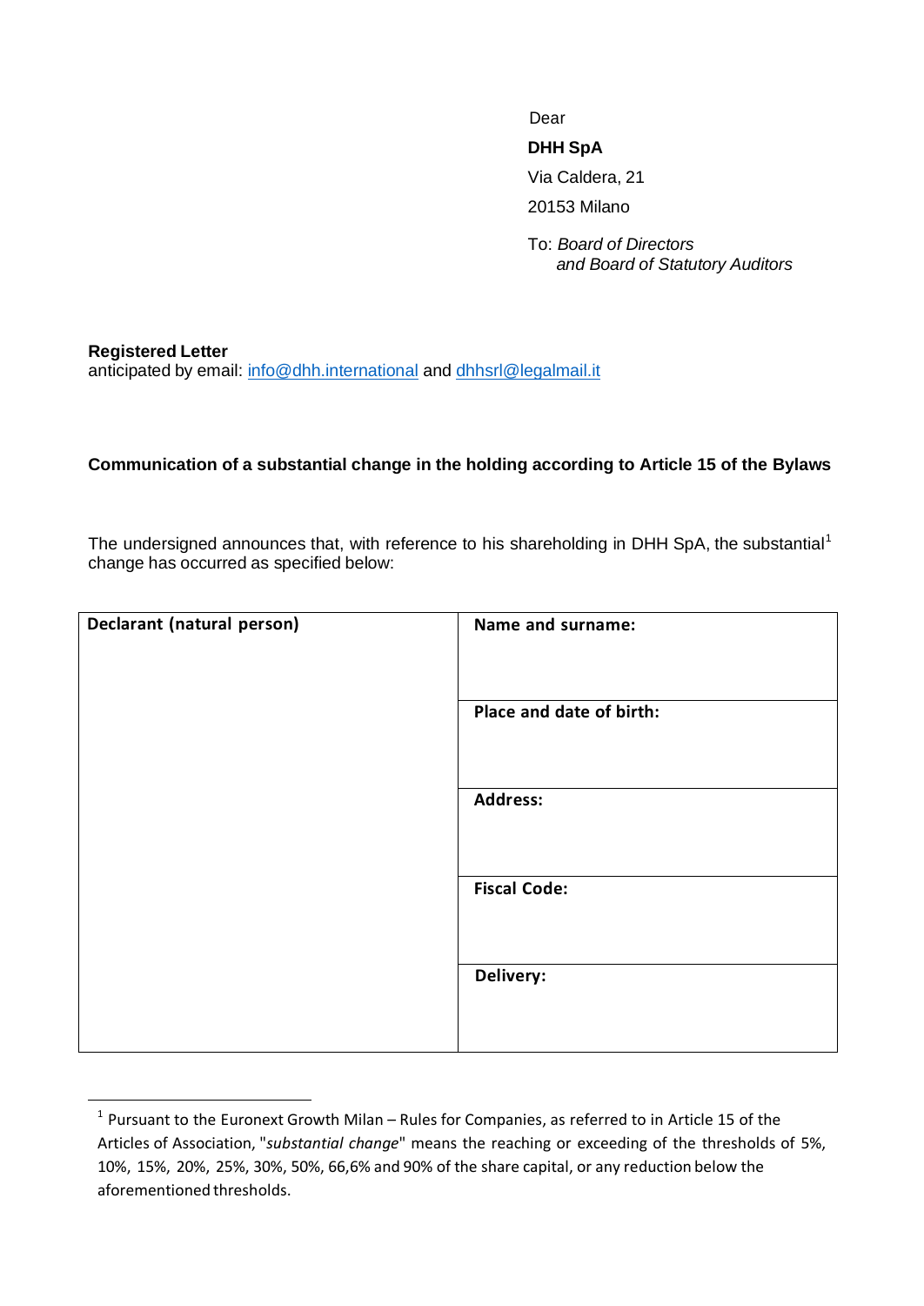Dear

**DHH SpA**

Via Caldera, 21

20153 Milano

To: *Board of Directors*
*and Board of Statutory Auditors*

**Registered Letter**
anticipated by email: info@dhh.international and dhhsrl@legalmail.it

**Communication of a substantial change in the holding according to Article 15 of the Bylaws**

The undersigned announces that, with reference to his shareholding in DHH SpA, the substantial[1] change has occurred as specified below:

| **Declarant (natural person)** | **Name and surname:** |
|---|---|
| | **Place and date of birth:** |
| | **Address:** |
| | **Fiscal Code:** |
| | **Delivery:** |

[1] Pursuant to the Euronext Growth Milan – Rules for Companies, as referred to in Article 15 of the Articles of Association, "*substantial change*" means the reaching or exceeding of the thresholds of 5%, 10%, 15%, 20%, 25%, 30%, 50%, 66,6% and 90% of the share capital, or any reduction below the aforementioned thresholds.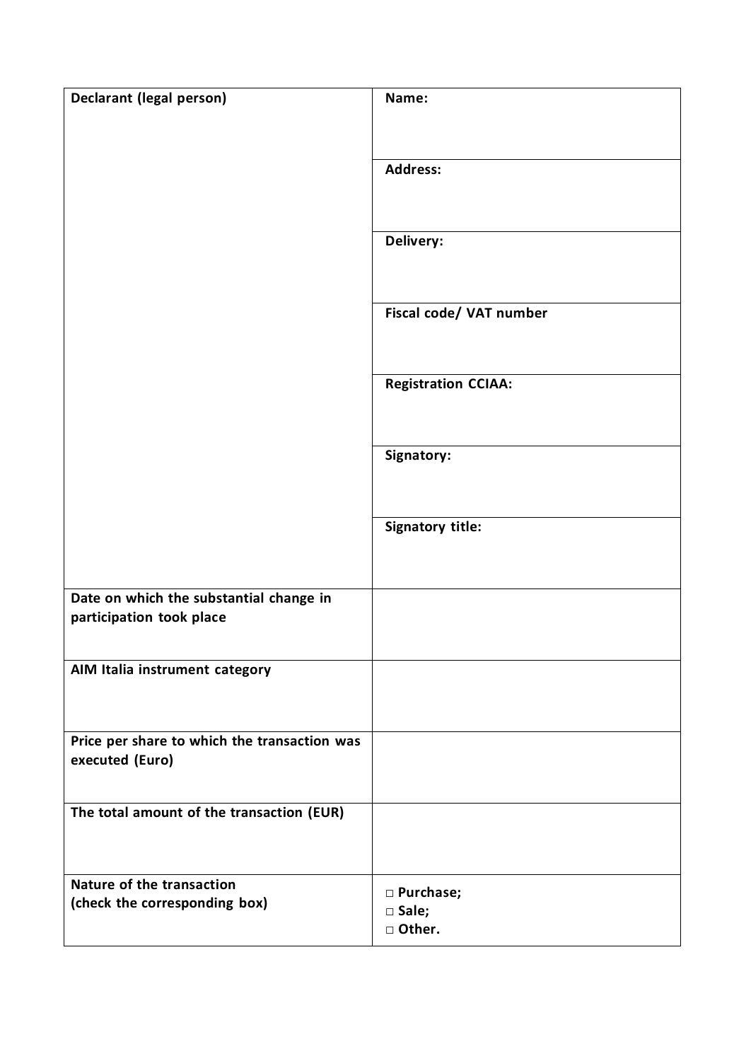| **Declarant (legal person)** | **Name:** |
|---|---|
| | **Address:** |
| | **Delivery:** |
| | **Fiscal code/ VAT number** |
| | **Registration CCIAA:** |
| | **Signatory:** |
| | **Signatory title:** |
| **Date on which the substantial change in participation took place** | |
| **AIM Italia instrument category** | |
| **Price per share to which the transaction was executed (Euro)** | |
| **The total amount of the transaction (EUR)** | |
| **Nature of the transaction (check the corresponding box)** | **□ Purchase;**<br>**□ Sale;**<br>**□ Other.** |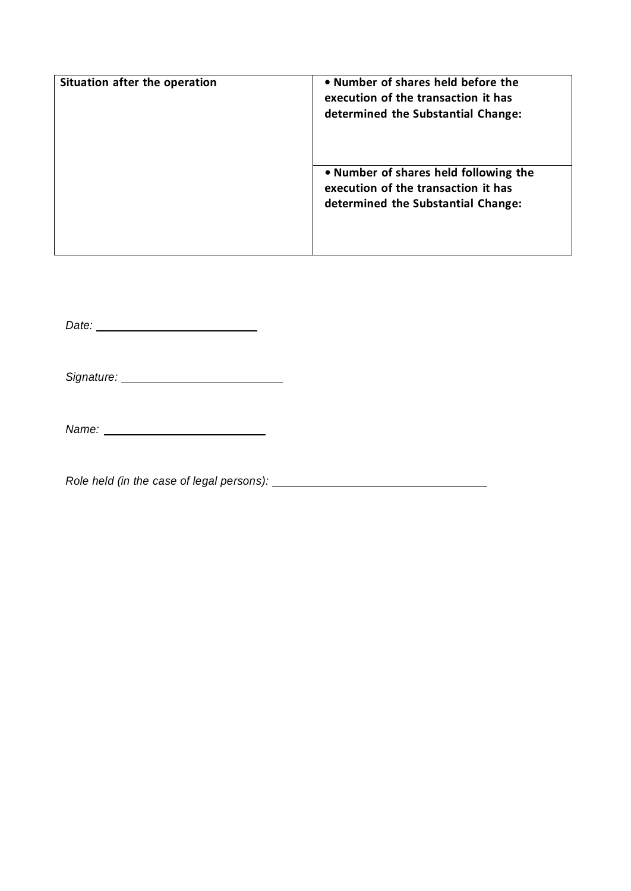| | |
|---|---|
| **Situation after the operation** | **• Number of shares held before the execution of the transaction it has determined the Substantial Change:** |
| | **• Number of shares held following the execution of the transaction it has determined the Substantial Change:** |

*Date:* ____________________

*Signature:* ____________________

*Name:* ____________________

*Role held (in the case of legal persons):* ____________________